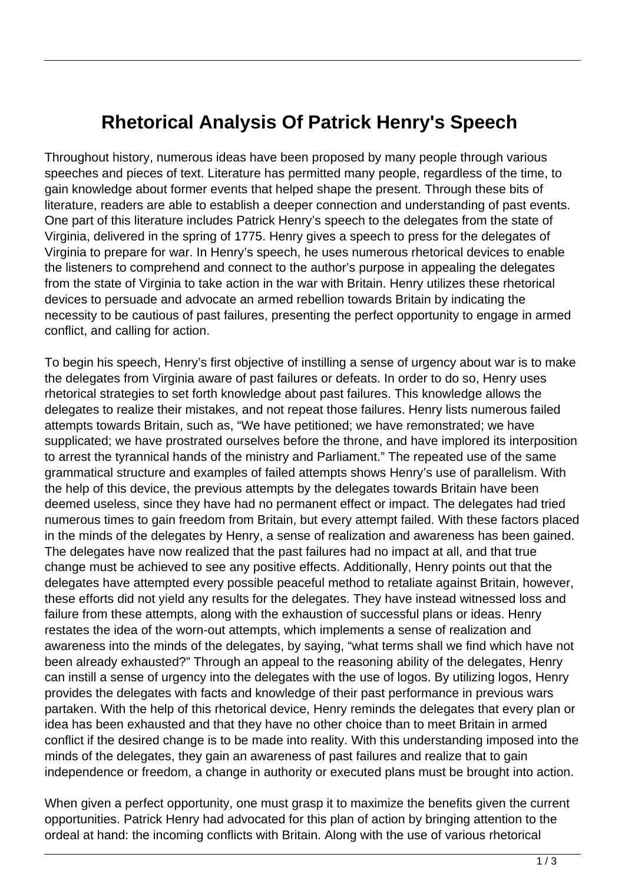# Rhetorical Analysis Of Patrick Henry's Speech

Throughout history, numerous ideas have been proposed by many people through various speeches and pieces of text. Literature has permitted many people, regardless of the time, to gain knowledge about former events that helped shape the present. Through these bits of literature, readers are able to establish a deeper connection and understanding of past events. One part of this literature includes Patrick Henry's speech to the delegates from the state of Virginia, delivered in the spring of 1775. Henry gives a speech to press for the delegates of Virginia to prepare for war. In Henry's speech, he uses numerous rhetorical devices to enable the listeners to comprehend and connect to the author's purpose in appealing the delegates from the state of Virginia to take action in the war with Britain. Henry utilizes these rhetorical devices to persuade and advocate an armed rebellion towards Britain by indicating the necessity to be cautious of past failures, presenting the perfect opportunity to engage in armed conflict, and calling for action.

To begin his speech, Henry's first objective of instilling a sense of urgency about war is to make the delegates from Virginia aware of past failures or defeats. In order to do so, Henry uses rhetorical strategies to set forth knowledge about past failures. This knowledge allows the delegates to realize their mistakes, and not repeat those failures. Henry lists numerous failed attempts towards Britain, such as, "We have petitioned; we have remonstrated; we have supplicated; we have prostrated ourselves before the throne, and have implored its interposition to arrest the tyrannical hands of the ministry and Parliament." The repeated use of the same grammatical structure and examples of failed attempts shows Henry's use of parallelism. With the help of this device, the previous attempts by the delegates towards Britain have been deemed useless, since they have had no permanent effect or impact. The delegates had tried numerous times to gain freedom from Britain, but every attempt failed. With these factors placed in the minds of the delegates by Henry, a sense of realization and awareness has been gained. The delegates have now realized that the past failures had no impact at all, and that true change must be achieved to see any positive effects. Additionally, Henry points out that the delegates have attempted every possible peaceful method to retaliate against Britain, however, these efforts did not yield any results for the delegates. They have instead witnessed loss and failure from these attempts, along with the exhaustion of successful plans or ideas. Henry restates the idea of the worn-out attempts, which implements a sense of realization and awareness into the minds of the delegates, by saying, "what terms shall we find which have not been already exhausted?" Through an appeal to the reasoning ability of the delegates, Henry can instill a sense of urgency into the delegates with the use of logos. By utilizing logos, Henry provides the delegates with facts and knowledge of their past performance in previous wars partaken. With the help of this rhetorical device, Henry reminds the delegates that every plan or idea has been exhausted and that they have no other choice than to meet Britain in armed conflict if the desired change is to be made into reality. With this understanding imposed into the minds of the delegates, they gain an awareness of past failures and realize that to gain independence or freedom, a change in authority or executed plans must be brought into action.

When given a perfect opportunity, one must grasp it to maximize the benefits given the current opportunities. Patrick Henry had advocated for this plan of action by bringing attention to the ordeal at hand: the incoming conflicts with Britain. Along with the use of various rhetorical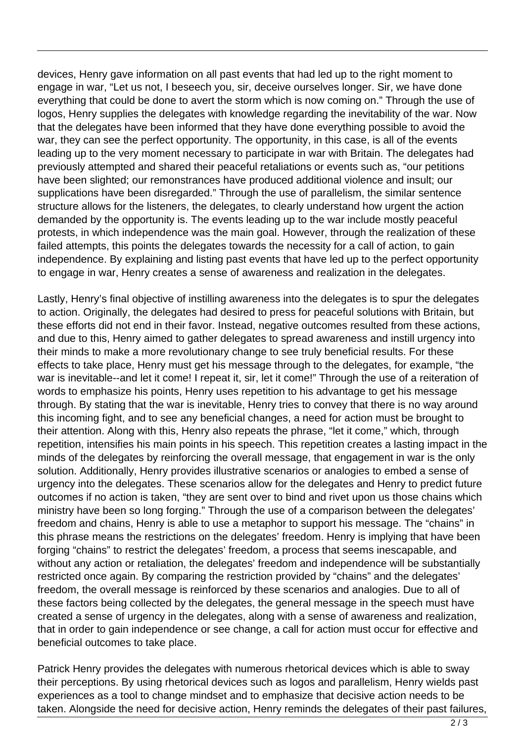devices, Henry gave information on all past events that had led up to the right moment to engage in war, "Let us not, I beseech you, sir, deceive ourselves longer. Sir, we have done everything that could be done to avert the storm which is now coming on." Through the use of logos, Henry supplies the delegates with knowledge regarding the inevitability of the war. Now that the delegates have been informed that they have done everything possible to avoid the war, they can see the perfect opportunity. The opportunity, in this case, is all of the events leading up to the very moment necessary to participate in war with Britain. The delegates had previously attempted and shared their peaceful retaliations or events such as, "our petitions have been slighted; our remonstrances have produced additional violence and insult; our supplications have been disregarded." Through the use of parallelism, the similar sentence structure allows for the listeners, the delegates, to clearly understand how urgent the action demanded by the opportunity is. The events leading up to the war include mostly peaceful protests, in which independence was the main goal. However, through the realization of these failed attempts, this points the delegates towards the necessity for a call of action, to gain independence. By explaining and listing past events that have led up to the perfect opportunity to engage in war, Henry creates a sense of awareness and realization in the delegates.

Lastly, Henry's final objective of instilling awareness into the delegates is to spur the delegates to action. Originally, the delegates had desired to press for peaceful solutions with Britain, but these efforts did not end in their favor. Instead, negative outcomes resulted from these actions, and due to this, Henry aimed to gather delegates to spread awareness and instill urgency into their minds to make a more revolutionary change to see truly beneficial results. For these effects to take place, Henry must get his message through to the delegates, for example, "the war is inevitable--and let it come! I repeat it, sir, let it come!" Through the use of a reiteration of words to emphasize his points, Henry uses repetition to his advantage to get his message through. By stating that the war is inevitable, Henry tries to convey that there is no way around this incoming fight, and to see any beneficial changes, a need for action must be brought to their attention. Along with this, Henry also repeats the phrase, "let it come," which, through repetition, intensifies his main points in his speech. This repetition creates a lasting impact in the minds of the delegates by reinforcing the overall message, that engagement in war is the only solution. Additionally, Henry provides illustrative scenarios or analogies to embed a sense of urgency into the delegates. These scenarios allow for the delegates and Henry to predict future outcomes if no action is taken, "they are sent over to bind and rivet upon us those chains which ministry have been so long forging." Through the use of a comparison between the delegates' freedom and chains, Henry is able to use a metaphor to support his message. The "chains" in this phrase means the restrictions on the delegates' freedom. Henry is implying that have been forging "chains" to restrict the delegates' freedom, a process that seems inescapable, and without any action or retaliation, the delegates' freedom and independence will be substantially restricted once again. By comparing the restriction provided by "chains" and the delegates' freedom, the overall message is reinforced by these scenarios and analogies. Due to all of these factors being collected by the delegates, the general message in the speech must have created a sense of urgency in the delegates, along with a sense of awareness and realization, that in order to gain independence or see change, a call for action must occur for effective and beneficial outcomes to take place.

Patrick Henry provides the delegates with numerous rhetorical devices which is able to sway their perceptions. By using rhetorical devices such as logos and parallelism, Henry wields past experiences as a tool to change mindset and to emphasize that decisive action needs to be taken. Alongside the need for decisive action, Henry reminds the delegates of their past failures,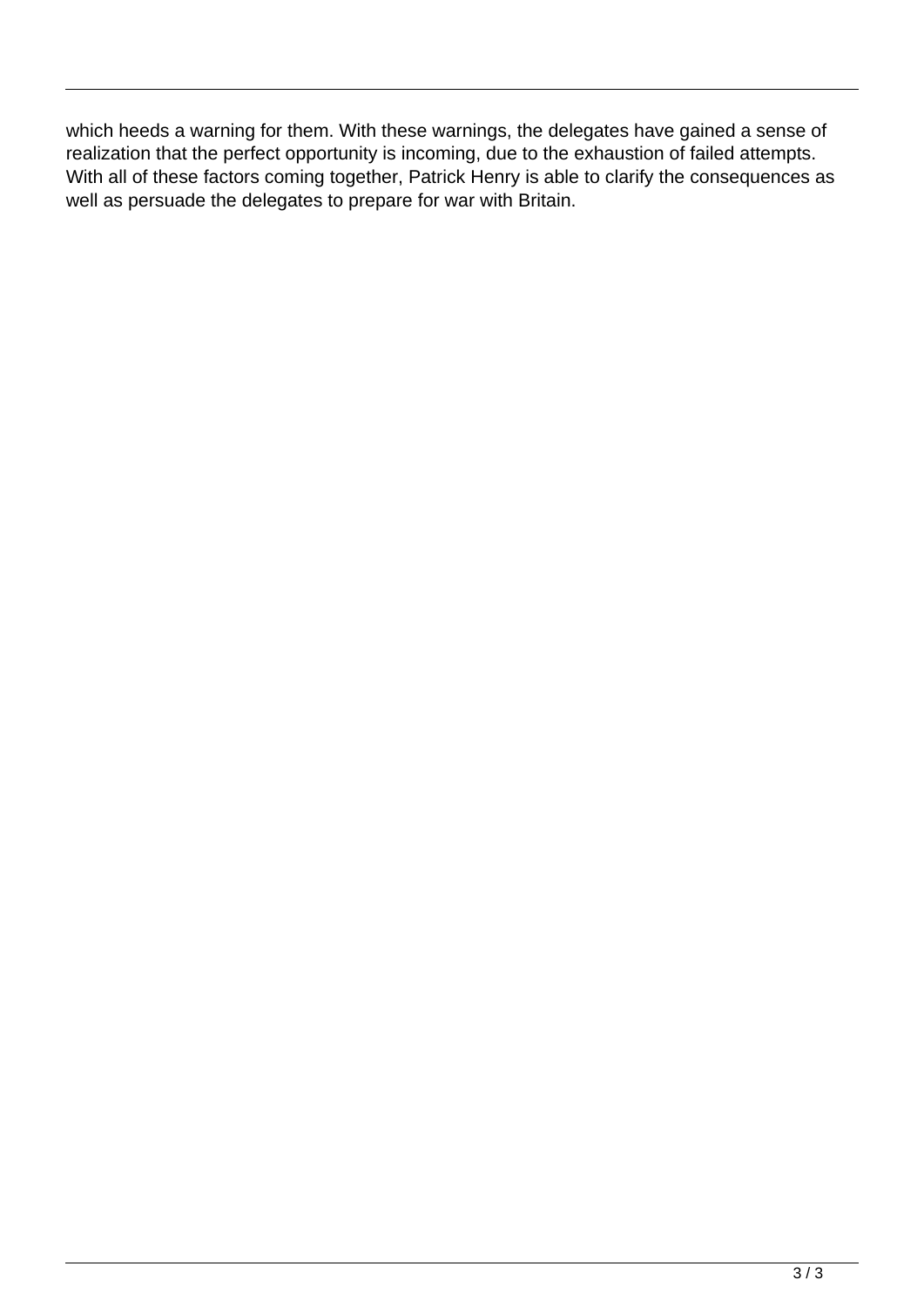which heeds a warning for them. With these warnings, the delegates have gained a sense of realization that the perfect opportunity is incoming, due to the exhaustion of failed attempts. With all of these factors coming together, Patrick Henry is able to clarify the consequences as well as persuade the delegates to prepare for war with Britain.